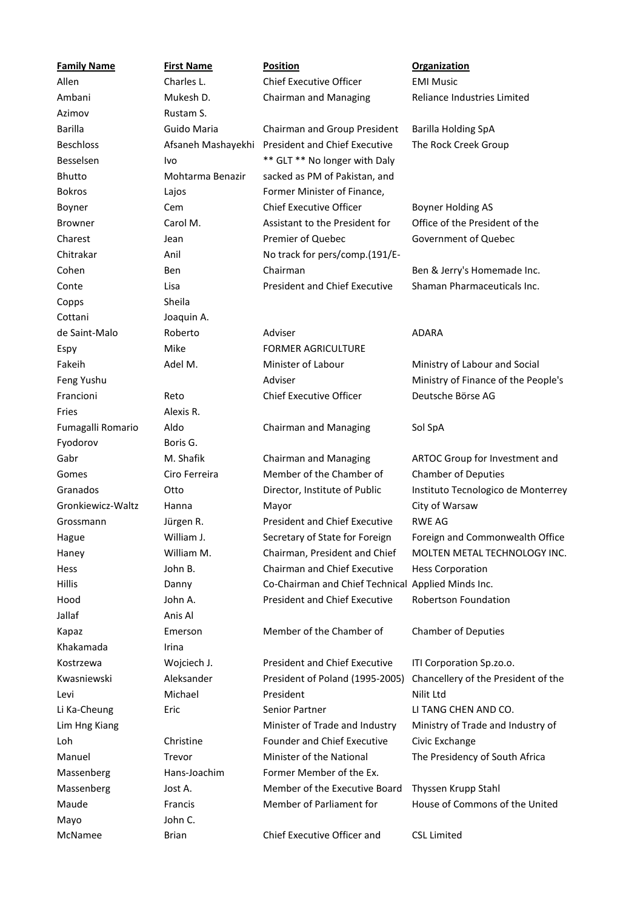| Family Name | First Name | Position | Organization |
|---|---|---|---|
| Allen | Charles L. | Chief Executive Officer | EMI Music |
| Ambani | Mukesh D. | Chairman and Managing | Reliance Industries Limited |
| Azimov | Rustam S. | | |
| Barilla | Guido Maria | Chairman and Group President | Barilla Holding SpA |
| Beschloss | Afsaneh Mashayekhi | President and Chief Executive | The Rock Creek Group |
| Besselsen | Ivo | ** GLT ** No longer with Daly | |
| Bhutto | Mohtarma Benazir | sacked as PM of Pakistan, and | |
| Bokros | Lajos | Former Minister of Finance, | |
| Boyner | Cem | Chief Executive Officer | Boyner Holding AS |
| Browner | Carol M. | Assistant to the President for | Office of the President of the |
| Charest | Jean | Premier of Quebec | Government of Quebec |
| Chitrakar | Anil | No track for pers/comp.(191/E- | |
| Cohen | Ben | Chairman | Ben & Jerry's Homemade Inc. |
| Conte | Lisa | President and Chief Executive | Shaman Pharmaceuticals Inc. |
| Copps | Sheila | | |
| Cottani | Joaquin A. | | |
| de Saint-Malo | Roberto | Adviser | ADARA |
| Espy | Mike | FORMER AGRICULTURE | |
| Fakeih | Adel M. | Minister of Labour | Ministry of Labour and Social |
| Feng Yushu | | Adviser | Ministry of Finance of the People's |
| Francioni | Reto | Chief Executive Officer | Deutsche Börse AG |
| Fries | Alexis R. | | |
| Fumagalli Romario | Aldo | Chairman and Managing | Sol SpA |
| Fyodorov | Boris G. | | |
| Gabr | M. Shafik | Chairman and Managing | ARTOC Group for Investment and |
| Gomes | Ciro Ferreira | Member of the Chamber of | Chamber of Deputies |
| Granados | Otto | Director, Institute of Public | Instituto Tecnologico de Monterrey |
| Gronkiewicz-Waltz | Hanna | Mayor | City of Warsaw |
| Grossmann | Jürgen R. | President and Chief Executive | RWE AG |
| Hague | William J. | Secretary of State for Foreign | Foreign and Commonwealth Office |
| Haney | William M. | Chairman, President and Chief | MOLTEN METAL TECHNOLOGY INC. |
| Hess | John B. | Chairman and Chief Executive | Hess Corporation |
| Hillis | Danny | Co-Chairman and Chief Technical | Applied Minds Inc. |
| Hood | John A. | President and Chief Executive | Robertson Foundation |
| Jallaf | Anis Al | | |
| Kapaz | Emerson | Member of the Chamber of | Chamber of Deputies |
| Khakamada | Irina | | |
| Kostrzewa | Wojciech J. | President and Chief Executive | ITI Corporation Sp.zo.o. |
| Kwasniewski | Aleksander | President of Poland (1995-2005) | Chancellery of the President of the |
| Levi | Michael | President | Nilit Ltd |
| Li Ka-Cheung | Eric | Senior Partner | LI TANG CHEN AND CO. |
| Lim Hng Kiang | | Minister of Trade and Industry | Ministry of Trade and Industry of |
| Loh | Christine | Founder and Chief Executive | Civic Exchange |
| Manuel | Trevor | Minister of the National | The Presidency of South Africa |
| Massenberg | Hans-Joachim | Former Member of the Ex. | |
| Massenberg | Jost A. | Member of the Executive Board | Thyssen Krupp Stahl |
| Maude | Francis | Member of Parliament for | House of Commons of the United |
| Mayo | John C. | | |
| McNamee | Brian | Chief Executive Officer and | CSL Limited |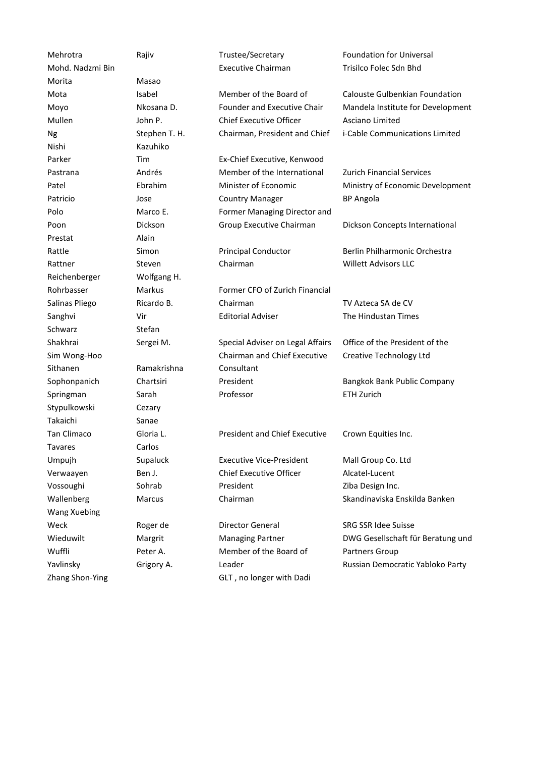| | | | |
|---|---|---|---|
| Mehrotra | Rajiv | Trustee/Secretary | Foundation for Universal |
| Mohd. Nadzmi Bin | | Executive Chairman | Trisilco Folec Sdn Bhd |
| Morita | Masao | | |
| Mota | Isabel | Member of the Board of | Calouste Gulbenkian Foundation |
| Moyo | Nkosana D. | Founder and Executive Chair | Mandela Institute for Development |
| Mullen | John P. | Chief Executive Officer | Asciano Limited |
| Ng | Stephen T. H. | Chairman, President and Chief | i-Cable Communications Limited |
| Nishi | Kazuhiko | | |
| Parker | Tim | Ex-Chief Executive, Kenwood | |
| Pastrana | Andrés | Member of the International | Zurich Financial Services |
| Patel | Ebrahim | Minister of Economic | Ministry of Economic Development |
| Patricio | Jose | Country Manager | BP Angola |
| Polo | Marco E. | Former Managing Director and | |
| Poon | Dickson | Group Executive Chairman | Dickson Concepts International |
| Prestat | Alain | | |
| Rattle | Simon | Principal Conductor | Berlin Philharmonic Orchestra |
| Rattner | Steven | Chairman | Willett Advisors LLC |
| Reichenberger | Wolfgang H. | | |
| Rohrbasser | Markus | Former CFO of Zurich Financial | |
| Salinas Pliego | Ricardo B. | Chairman | TV Azteca SA de CV |
| Sanghvi | Vir | Editorial Adviser | The Hindustan Times |
| Schwarz | Stefan | | |
| Shakhrai | Sergei M. | Special Adviser on Legal Affairs | Office of the President of the |
| Sim Wong-Hoo | | Chairman and Chief Executive | Creative Technology Ltd |
| Sithanen | Ramakrishna | Consultant | |
| Sophonpanich | Chartsiri | President | Bangkok Bank Public Company |
| Springman | Sarah | Professor | ETH Zurich |
| Stypulkowski | Cezary | | |
| Takaichi | Sanae | | |
| Tan Climaco | Gloria L. | President and Chief Executive | Crown Equities Inc. |
| Tavares | Carlos | | |
| Umpujh | Supaluck | Executive Vice-President | Mall Group Co. Ltd |
| Verwaayen | Ben J. | Chief Executive Officer | Alcatel-Lucent |
| Vossoughi | Sohrab | President | Ziba Design Inc. |
| Wallenberg | Marcus | Chairman | Skandinaviska Enskilda Banken |
| Wang Xuebing | | | |
| Weck | Roger de | Director General | SRG SSR Idee Suisse |
| Wieduwilt | Margrit | Managing Partner | DWG Gesellschaft für Beratung und |
| Wuffli | Peter A. | Member of the Board of | Partners Group |
| Yavlinsky | Grigory A. | Leader | Russian Democratic Yabloko Party |
| Zhang Shon-Ying | | GLT , no longer with Dadi | |